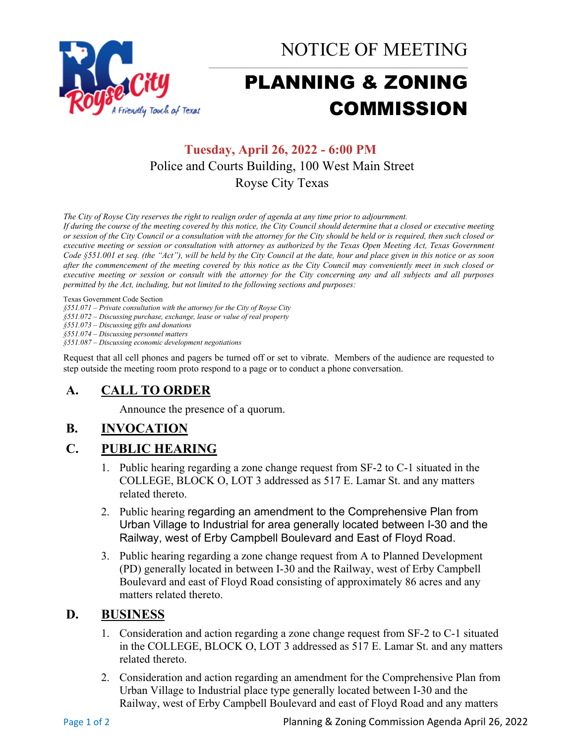# NOTICE OF MEETING

# PLANNING & ZONING COMMISSION

**Tuesday, April 26, 2022 - 6:00 PM**

Police and Courts Building, 100 West Main Street

Royse City Texas

*The City of Royse City reserves the right to realign order of agenda at any time prior to adjournment.*
*If during the course of the meeting covered by this notice, the City Council should determine that a closed or executive meeting or session of the City Council or a consultation with the attorney for the City should be held or is required, then such closed or executive meeting or session or consultation with attorney as authorized by the Texas Open Meeting Act, Texas Government Code §551.001 et seq. (the "Act"), will be held by the City Council at the date, hour and place given in this notice or as soon after the commencement of the meeting covered by this notice as the City Council may conveniently meet in such closed or executive meeting or session or consult with the attorney for the City concerning any and all subjects and all purposes permitted by the Act, including, but not limited to the following sections and purposes:*

Texas Government Code Section

*§551.071 – Private consultation with the attorney for the City of Royse City*
*§551.072 – Discussing purchase, exchange, lease or value of real property*
*§551.073 – Discussing gifts and donations*
*§551.074 – Discussing personnel matters*
*§551.087 – Discussing economic development negotiations*

Request that all cell phones and pagers be turned off or set to vibrate. Members of the audience are requested to step outside the meeting room proto respond to a page or to conduct a phone conversation.

## A. CALL TO ORDER

Announce the presence of a quorum.

## B. INVOCATION

## C. PUBLIC HEARING

1. Public hearing regarding a zone change request from SF-2 to C-1 situated in the COLLEGE, BLOCK O, LOT 3 addressed as 517 E. Lamar St. and any matters related thereto.
2. Public hearing regarding an amendment to the Comprehensive Plan from Urban Village to Industrial for area generally located between I-30 and the Railway, west of Erby Campbell Boulevard and East of Floyd Road.
3. Public hearing regarding a zone change request from A to Planned Development (PD) generally located in between I-30 and the Railway, west of Erby Campbell Boulevard and east of Floyd Road consisting of approximately 86 acres and any matters related thereto.

## D. BUSINESS

1. Consideration and action regarding a zone change request from SF-2 to C-1 situated in the COLLEGE, BLOCK O, LOT 3 addressed as 517 E. Lamar St. and any matters related thereto.
2. Consideration and action regarding an amendment for the Comprehensive Plan from Urban Village to Industrial place type generally located between I-30 and the Railway, west of Erby Campbell Boulevard and east of Floyd Road and any matters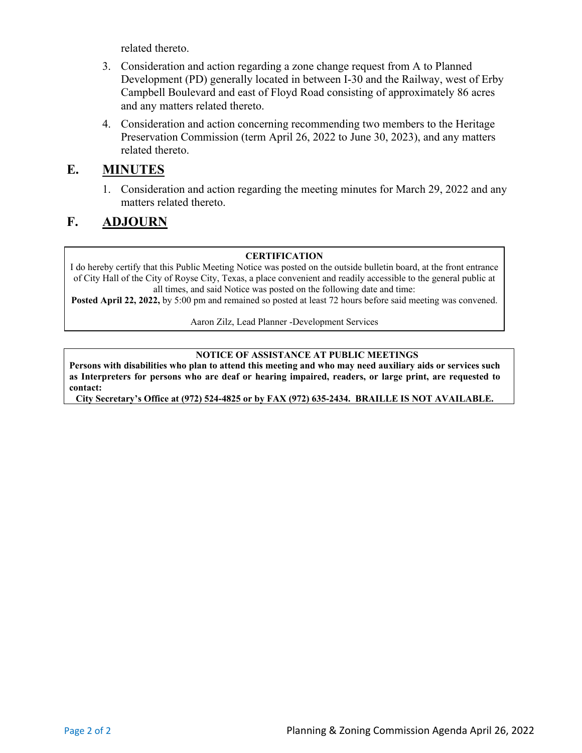related thereto.

3. Consideration and action regarding a zone change request from A to Planned Development (PD) generally located in between I-30 and the Railway, west of Erby Campbell Boulevard and east of Floyd Road consisting of approximately 86 acres and any matters related thereto.
4. Consideration and action concerning recommending two members to the Heritage Preservation Commission (term April 26, 2022 to June 30, 2023), and any matters related thereto.

## E. MINUTES

1. Consideration and action regarding the meeting minutes for March 29, 2022 and any matters related thereto.

## F. ADJOURN

**CERTIFICATION**

I do hereby certify that this Public Meeting Notice was posted on the outside bulletin board, at the front entrance of City Hall of the City of Royse City, Texas, a place convenient and readily accessible to the general public at all times, and said Notice was posted on the following date and time:

**Posted April 22, 2022,** by 5:00 pm and remained so posted at least 72 hours before said meeting was convened.

Aaron Zilz, Lead Planner -Development Services

**NOTICE OF ASSISTANCE AT PUBLIC MEETINGS**

**Persons with disabilities who plan to attend this meeting and who may need auxiliary aids or services such as Interpreters for persons who are deaf or hearing impaired, readers, or large print, are requested to contact:**

**City Secretary's Office at (972) 524-4825 or by FAX (972) 635-2434. BRAILLE IS NOT AVAILABLE.**